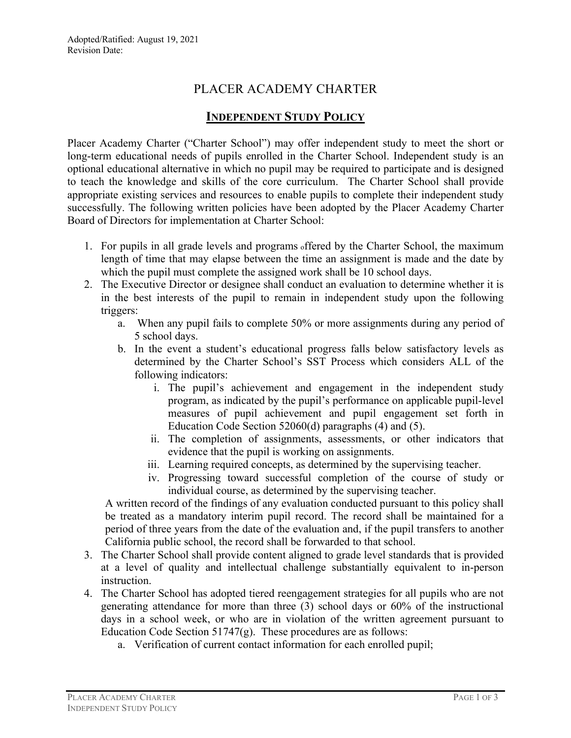Adopted/Ratified: August 19, 2021
Revision Date:

# PLACER ACADEMY CHARTER

## INDEPENDENT STUDY POLICY

Placer Academy Charter ("Charter School") may offer independent study to meet the short or long-term educational needs of pupils enrolled in the Charter School. Independent study is an optional educational alternative in which no pupil may be required to participate and is designed to teach the knowledge and skills of the core curriculum. The Charter School shall provide appropriate existing services and resources to enable pupils to complete their independent study successfully. The following written policies have been adopted by the Placer Academy Charter Board of Directors for implementation at Charter School:

1. For pupils in all grade levels and programs offered by the Charter School, the maximum length of time that may elapse between the time an assignment is made and the date by which the pupil must complete the assigned work shall be 10 school days.
2. The Executive Director or designee shall conduct an evaluation to determine whether it is in the best interests of the pupil to remain in independent study upon the following triggers:
   a. When any pupil fails to complete 50% or more assignments during any period of 5 school days.
   b. In the event a student's educational progress falls below satisfactory levels as determined by the Charter School's SST Process which considers ALL of the following indicators:
      i. The pupil's achievement and engagement in the independent study program, as indicated by the pupil's performance on applicable pupil-level measures of pupil achievement and pupil engagement set forth in Education Code Section 52060(d) paragraphs (4) and (5).
      ii. The completion of assignments, assessments, or other indicators that evidence that the pupil is working on assignments.
      iii. Learning required concepts, as determined by the supervising teacher.
      iv. Progressing toward successful completion of the course of study or individual course, as determined by the supervising teacher.

   A written record of the findings of any evaluation conducted pursuant to this policy shall be treated as a mandatory interim pupil record. The record shall be maintained for a period of three years from the date of the evaluation and, if the pupil transfers to another California public school, the record shall be forwarded to that school.
3. The Charter School shall provide content aligned to grade level standards that is provided at a level of quality and intellectual challenge substantially equivalent to in-person instruction.
4. The Charter School has adopted tiered reengagement strategies for all pupils who are not generating attendance for more than three (3) school days or 60% of the instructional days in a school week, or who are in violation of the written agreement pursuant to Education Code Section 51747(g). These procedures are as follows:
   a. Verification of current contact information for each enrolled pupil;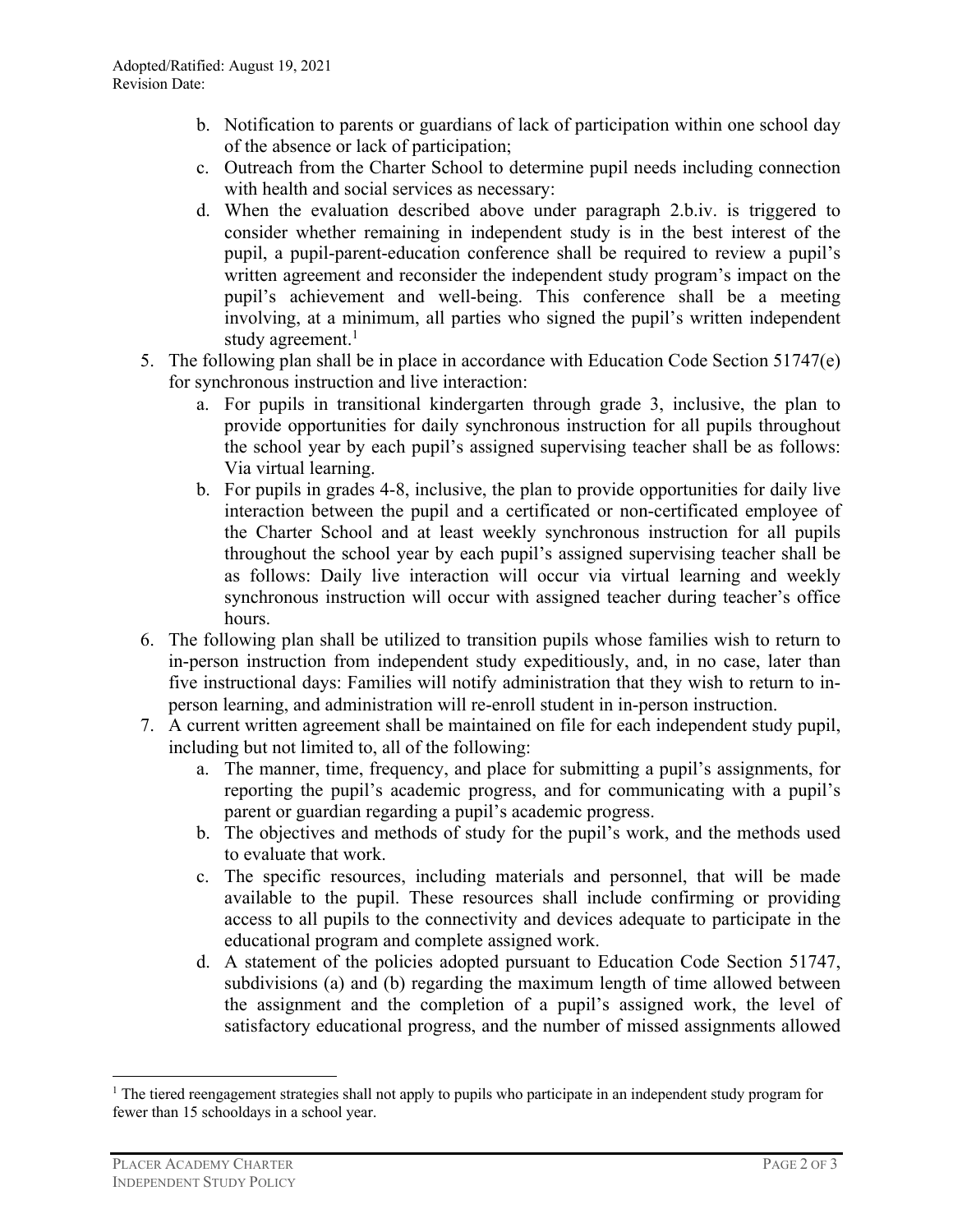b. Notification to parents or guardians of lack of participation within one school day of the absence or lack of participation;
c. Outreach from the Charter School to determine pupil needs including connection with health and social services as necessary:
d. When the evaluation described above under paragraph 2.b.iv. is triggered to consider whether remaining in independent study is in the best interest of the pupil, a pupil-parent-education conference shall be required to review a pupil's written agreement and reconsider the independent study program's impact on the pupil's achievement and well-being. This conference shall be a meeting involving, at a minimum, all parties who signed the pupil's written independent study agreement.[1]

5. The following plan shall be in place in accordance with Education Code Section 51747(e) for synchronous instruction and live interaction:
   a. For pupils in transitional kindergarten through grade 3, inclusive, the plan to provide opportunities for daily synchronous instruction for all pupils throughout the school year by each pupil's assigned supervising teacher shall be as follows: Via virtual learning.
   b. For pupils in grades 4-8, inclusive, the plan to provide opportunities for daily live interaction between the pupil and a certificated or non-certificated employee of the Charter School and at least weekly synchronous instruction for all pupils throughout the school year by each pupil's assigned supervising teacher shall be as follows: Daily live interaction will occur via virtual learning and weekly synchronous instruction will occur with assigned teacher during teacher's office hours.
6. The following plan shall be utilized to transition pupils whose families wish to return to in-person instruction from independent study expeditiously, and, in no case, later than five instructional days: Families will notify administration that they wish to return to in-person learning, and administration will re-enroll student in in-person instruction.
7. A current written agreement shall be maintained on file for each independent study pupil, including but not limited to, all of the following:
   a. The manner, time, frequency, and place for submitting a pupil's assignments, for reporting the pupil's academic progress, and for communicating with a pupil's parent or guardian regarding a pupil's academic progress.
   b. The objectives and methods of study for the pupil's work, and the methods used to evaluate that work.
   c. The specific resources, including materials and personnel, that will be made available to the pupil. These resources shall include confirming or providing access to all pupils to the connectivity and devices adequate to participate in the educational program and complete assigned work.
   d. A statement of the policies adopted pursuant to Education Code Section 51747, subdivisions (a) and (b) regarding the maximum length of time allowed between the assignment and the completion of a pupil's assigned work, the level of satisfactory educational progress, and the number of missed assignments allowed

[1] The tiered reengagement strategies shall not apply to pupils who participate in an independent study program for fewer than 15 schooldays in a school year.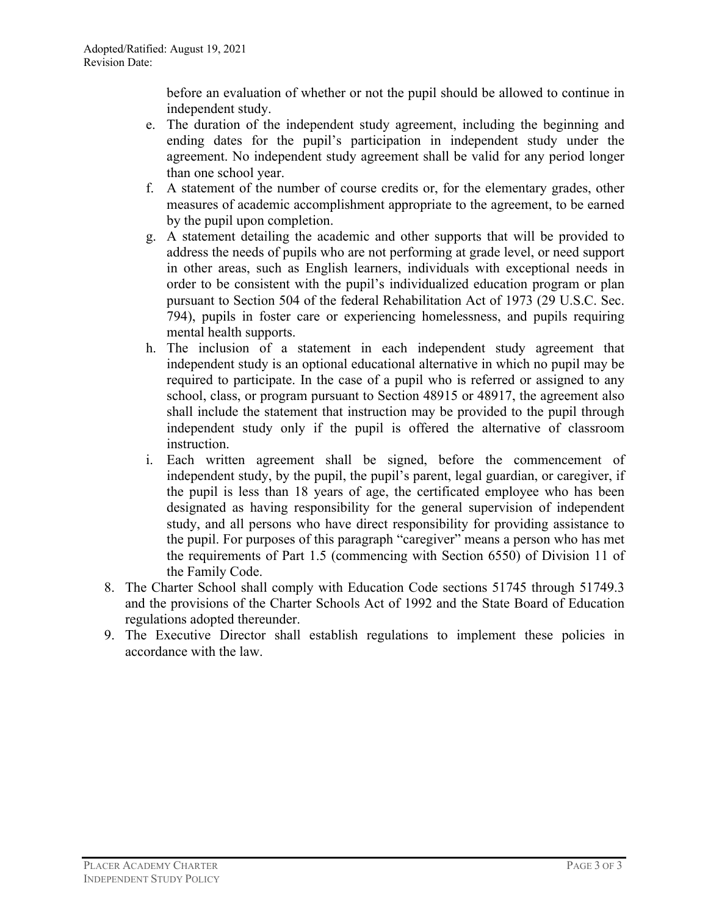Adopted/Ratified: August 19, 2021
Revision Date:

before an evaluation of whether or not the pupil should be allowed to continue in independent study.

e. The duration of the independent study agreement, including the beginning and ending dates for the pupil's participation in independent study under the agreement. No independent study agreement shall be valid for any period longer than one school year.
f. A statement of the number of course credits or, for the elementary grades, other measures of academic accomplishment appropriate to the agreement, to be earned by the pupil upon completion.
g. A statement detailing the academic and other supports that will be provided to address the needs of pupils who are not performing at grade level, or need support in other areas, such as English learners, individuals with exceptional needs in order to be consistent with the pupil's individualized education program or plan pursuant to Section 504 of the federal Rehabilitation Act of 1973 (29 U.S.C. Sec. 794), pupils in foster care or experiencing homelessness, and pupils requiring mental health supports.
h. The inclusion of a statement in each independent study agreement that independent study is an optional educational alternative in which no pupil may be required to participate. In the case of a pupil who is referred or assigned to any school, class, or program pursuant to Section 48915 or 48917, the agreement also shall include the statement that instruction may be provided to the pupil through independent study only if the pupil is offered the alternative of classroom instruction.
i. Each written agreement shall be signed, before the commencement of independent study, by the pupil, the pupil's parent, legal guardian, or caregiver, if the pupil is less than 18 years of age, the certificated employee who has been designated as having responsibility for the general supervision of independent study, and all persons who have direct responsibility for providing assistance to the pupil. For purposes of this paragraph "caregiver" means a person who has met the requirements of Part 1.5 (commencing with Section 6550) of Division 11 of the Family Code.

8. The Charter School shall comply with Education Code sections 51745 through 51749.3 and the provisions of the Charter Schools Act of 1992 and the State Board of Education regulations adopted thereunder.
9. The Executive Director shall establish regulations to implement these policies in accordance with the law.